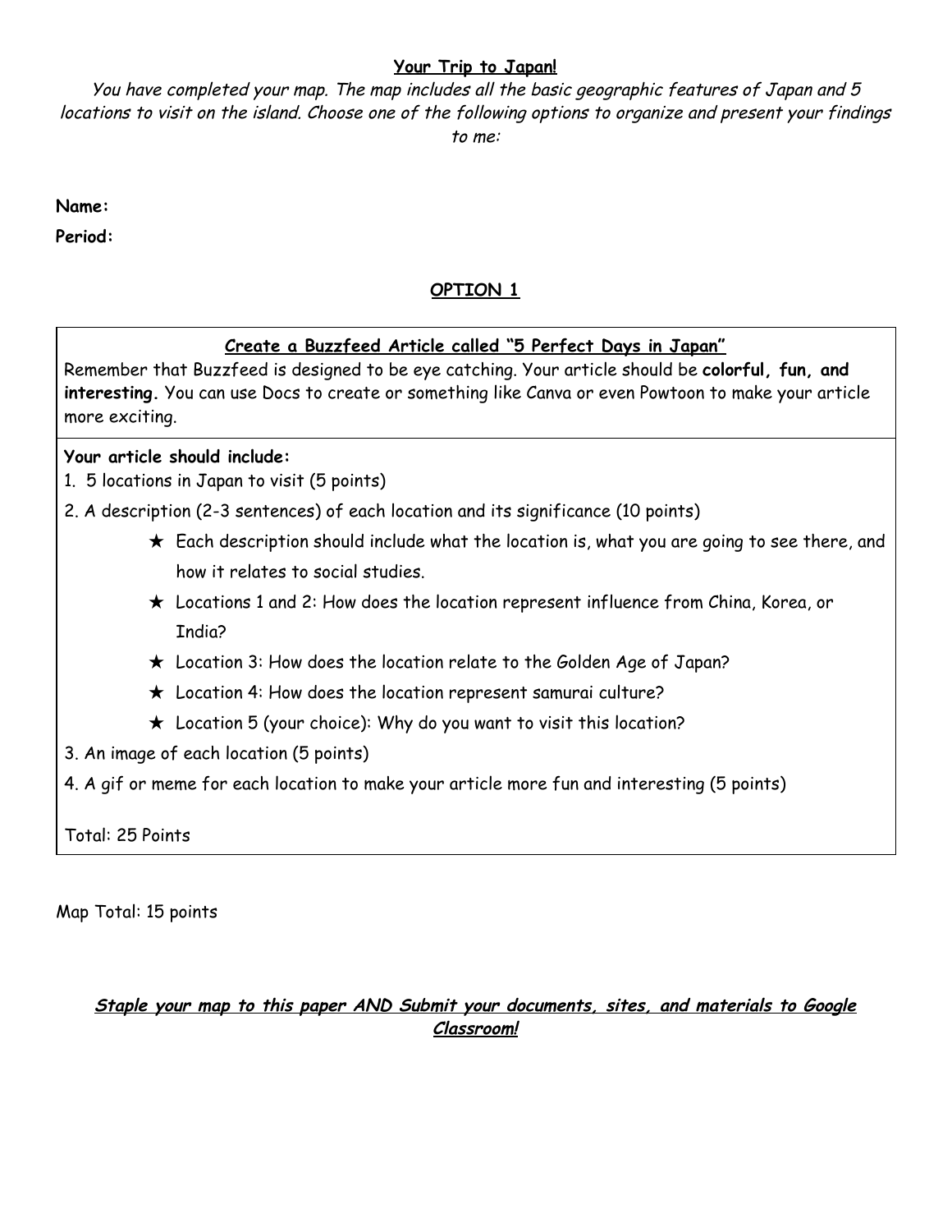# Your Trip to Japan!

*You have completed your map. The map includes all the basic geographic features of Japan and 5 locations to visit on the island. Choose one of the following options to organize and present your findings to me:*

**Name:**

**Period:**

## OPTION 1

### Create a Buzzfeed Article called "5 Perfect Days in Japan"

Remember that Buzzfeed is designed to be eye catching. Your article should be **colorful, fun, and interesting.** You can use Docs to create or something like Canva or even Powtoon to make your article more exciting.

**Your article should include:**

1. 5 locations in Japan to visit (5 points)
2. A description (2-3 sentences) of each location and its significance (10 points)
   - ★ Each description should include what the location is, what you are going to see there, and how it relates to social studies.
   - ★ Locations 1 and 2: How does the location represent influence from China, Korea, or India?
   - ★ Location 3: How does the location relate to the Golden Age of Japan?
   - ★ Location 4: How does the location represent samurai culture?
   - ★ Location 5 (your choice): Why do you want to visit this location?
3. An image of each location (5 points)
4. A gif or meme for each location to make your article more fun and interesting (5 points)

Total: 25 Points

Map Total: 15 points

***Staple your map to this paper AND Submit your documents, sites, and materials to Google Classroom!***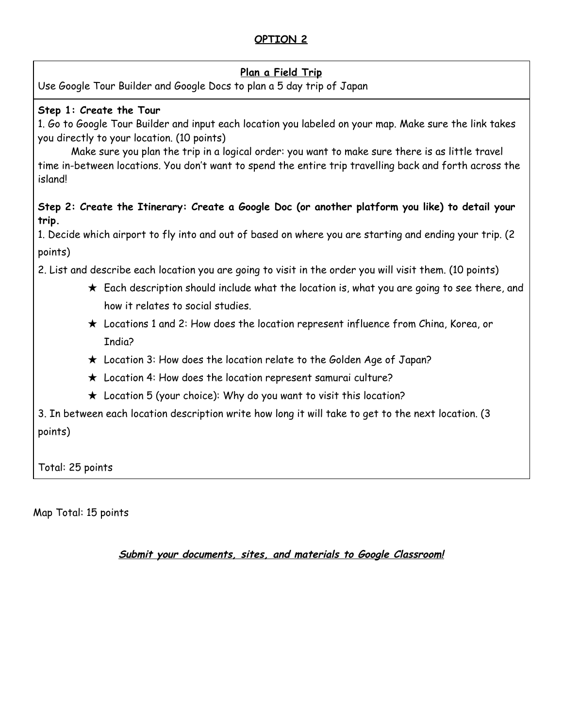## OPTION 2

### Plan a Field Trip

Use Google Tour Builder and Google Docs to plan a 5 day trip of Japan

**Step 1: Create the Tour**

1. Go to Google Tour Builder and input each location you labeled on your map. Make sure the link takes you directly to your location. (10 points)

   Make sure you plan the trip in a logical order: you want to make sure there is as little travel time in-between locations. You don't want to spend the entire trip travelling back and forth across the island!

**Step 2: Create the Itinerary: Create a Google Doc (or another platform you like) to detail your trip.**

1. Decide which airport to fly into and out of based on where you are starting and ending your trip. (2 points)
2. List and describe each location you are going to visit in the order you will visit them. (10 points)
   - ★ Each description should include what the location is, what you are going to see there, and how it relates to social studies.
   - ★ Locations 1 and 2: How does the location represent influence from China, Korea, or India?
   - ★ Location 3: How does the location relate to the Golden Age of Japan?
   - ★ Location 4: How does the location represent samurai culture?
   - ★ Location 5 (your choice): Why do you want to visit this location?
3. In between each location description write how long it will take to get to the next location. (3 points)

Total: 25 points

Map Total: 15 points

***Submit your documents, sites, and materials to Google Classroom!***